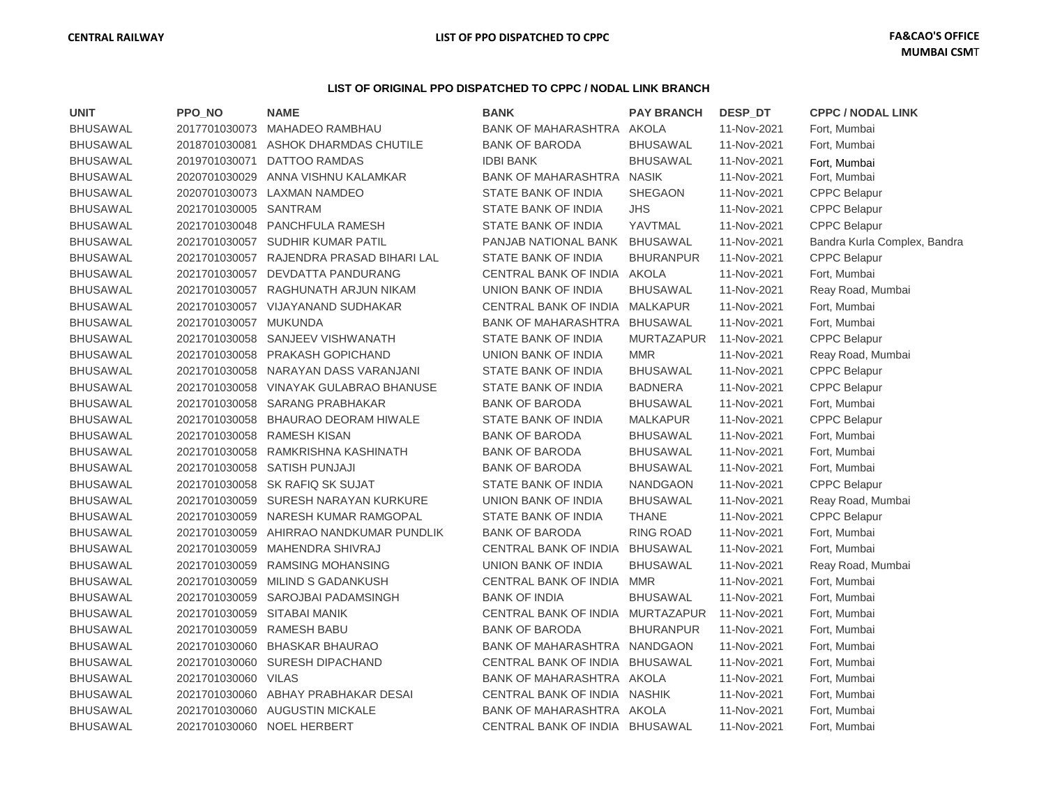**CENTRAL RAILWAY** **LIST OF PPO DISPATCHED TO CPPC** **FA&CAO'S OFFICE MUMBAI CSMT**

## LIST OF ORIGINAL PPO DISPATCHED TO CPPC / NODAL LINK BRANCH

| UNIT | PPO_NO | NAME | BANK | PAY BRANCH | DESP_DT | CPPC / NODAL LINK |
|---|---|---|---|---|---|---|
| BHUSAWAL | 2017701030073 | MAHADEO RAMBHAU | BANK OF MAHARASHTRA | AKOLA | 11-Nov-2021 | Fort, Mumbai |
| BHUSAWAL | 2018701030081 | ASHOK DHARMDAS CHUTILE | BANK OF BARODA | BHUSAWAL | 11-Nov-2021 | Fort, Mumbai |
| BHUSAWAL | 2019701030071 | DATTOO RAMDAS | IDBI BANK | BHUSAWAL | 11-Nov-2021 | Fort, Mumbai |
| BHUSAWAL | 2020701030029 | ANNA VISHNU KALAMKAR | BANK OF MAHARASHTRA | NASIK | 11-Nov-2021 | Fort, Mumbai |
| BHUSAWAL | 2020701030073 | LAXMAN NAMDEO | STATE BANK OF INDIA | SHEGAON | 11-Nov-2021 | CPPC Belapur |
| BHUSAWAL | 2021701030005 | SANTRAM | STATE BANK OF INDIA | JHS | 11-Nov-2021 | CPPC Belapur |
| BHUSAWAL | 2021701030048 | PANCHFULA RAMESH | STATE BANK OF INDIA | YAVTMAL | 11-Nov-2021 | CPPC Belapur |
| BHUSAWAL | 2021701030057 | SUDHIR KUMAR PATIL | PANJAB NATIONAL BANK | BHUSAWAL | 11-Nov-2021 | Bandra Kurla Complex, Bandra |
| BHUSAWAL | 2021701030057 | RAJENDRA PRASAD BIHARI LAL | STATE BANK OF INDIA | BHURANPUR | 11-Nov-2021 | CPPC Belapur |
| BHUSAWAL | 2021701030057 | DEVDATTA PANDURANG | CENTRAL BANK OF INDIA | AKOLA | 11-Nov-2021 | Fort, Mumbai |
| BHUSAWAL | 2021701030057 | RAGHUNATH ARJUN NIKAM | UNION BANK OF INDIA | BHUSAWAL | 11-Nov-2021 | Reay Road, Mumbai |
| BHUSAWAL | 2021701030057 | VIJAYANAND SUDHAKAR | CENTRAL BANK OF INDIA | MALKAPUR | 11-Nov-2021 | Fort, Mumbai |
| BHUSAWAL | 2021701030057 | MUKUNDA | BANK OF MAHARASHTRA | BHUSAWAL | 11-Nov-2021 | Fort, Mumbai |
| BHUSAWAL | 2021701030058 | SANJEEV VISHWANATH | STATE BANK OF INDIA | MURTAZAPUR | 11-Nov-2021 | CPPC Belapur |
| BHUSAWAL | 2021701030058 | PRAKASH GOPICHAND | UNION BANK OF INDIA | MMR | 11-Nov-2021 | Reay Road, Mumbai |
| BHUSAWAL | 2021701030058 | NARAYAN DASS VARANJANI | STATE BANK OF INDIA | BHUSAWAL | 11-Nov-2021 | CPPC Belapur |
| BHUSAWAL | 2021701030058 | VINAYAK GULABRAO BHANUSE | STATE BANK OF INDIA | BADNERA | 11-Nov-2021 | CPPC Belapur |
| BHUSAWAL | 2021701030058 | SARANG PRABHAKAR | BANK OF BARODA | BHUSAWAL | 11-Nov-2021 | Fort, Mumbai |
| BHUSAWAL | 2021701030058 | BHAURAO DEORAM HIWALE | STATE BANK OF INDIA | MALKAPUR | 11-Nov-2021 | CPPC Belapur |
| BHUSAWAL | 2021701030058 | RAMESH KISAN | BANK OF BARODA | BHUSAWAL | 11-Nov-2021 | Fort, Mumbai |
| BHUSAWAL | 2021701030058 | RAMKRISHNA KASHINATH | BANK OF BARODA | BHUSAWAL | 11-Nov-2021 | Fort, Mumbai |
| BHUSAWAL | 2021701030058 | SATISH PUNJAJI | BANK OF BARODA | BHUSAWAL | 11-Nov-2021 | Fort, Mumbai |
| BHUSAWAL | 2021701030058 | SK RAFIQ SK SUJAT | STATE BANK OF INDIA | NANDGAON | 11-Nov-2021 | CPPC Belapur |
| BHUSAWAL | 2021701030059 | SURESH NARAYAN KURKURE | UNION BANK OF INDIA | BHUSAWAL | 11-Nov-2021 | Reay Road, Mumbai |
| BHUSAWAL | 2021701030059 | NARESH KUMAR RAMGOPAL | STATE BANK OF INDIA | THANE | 11-Nov-2021 | CPPC Belapur |
| BHUSAWAL | 2021701030059 | AHIRRAO NANDKUMAR PUNDLIK | BANK OF BARODA | RING ROAD | 11-Nov-2021 | Fort, Mumbai |
| BHUSAWAL | 2021701030059 | MAHENDRA SHIVRAJ | CENTRAL BANK OF INDIA | BHUSAWAL | 11-Nov-2021 | Fort, Mumbai |
| BHUSAWAL | 2021701030059 | RAMSING MOHANSING | UNION BANK OF INDIA | BHUSAWAL | 11-Nov-2021 | Reay Road, Mumbai |
| BHUSAWAL | 2021701030059 | MILIND S GADANKUSH | CENTRAL BANK OF INDIA | MMR | 11-Nov-2021 | Fort, Mumbai |
| BHUSAWAL | 2021701030059 | SAROJBAI PADAMSINGH | BANK OF INDIA | BHUSAWAL | 11-Nov-2021 | Fort, Mumbai |
| BHUSAWAL | 2021701030059 | SITABAI MANIK | CENTRAL BANK OF INDIA | MURTAZAPUR | 11-Nov-2021 | Fort, Mumbai |
| BHUSAWAL | 2021701030059 | RAMESH BABU | BANK OF BARODA | BHURANPUR | 11-Nov-2021 | Fort, Mumbai |
| BHUSAWAL | 2021701030060 | BHASKAR BHAURAO | BANK OF MAHARASHTRA | NANDGAON | 11-Nov-2021 | Fort, Mumbai |
| BHUSAWAL | 2021701030060 | SURESH DIPACHAND | CENTRAL BANK OF INDIA | BHUSAWAL | 11-Nov-2021 | Fort, Mumbai |
| BHUSAWAL | 2021701030060 | VILAS | BANK OF MAHARASHTRA | AKOLA | 11-Nov-2021 | Fort, Mumbai |
| BHUSAWAL | 2021701030060 | ABHAY PRABHAKAR DESAI | CENTRAL BANK OF INDIA | NASHIK | 11-Nov-2021 | Fort, Mumbai |
| BHUSAWAL | 2021701030060 | AUGUSTIN MICKALE | BANK OF MAHARASHTRA | AKOLA | 11-Nov-2021 | Fort, Mumbai |
| BHUSAWAL | 2021701030060 | NOEL HERBERT | CENTRAL BANK OF INDIA | BHUSAWAL | 11-Nov-2021 | Fort, Mumbai |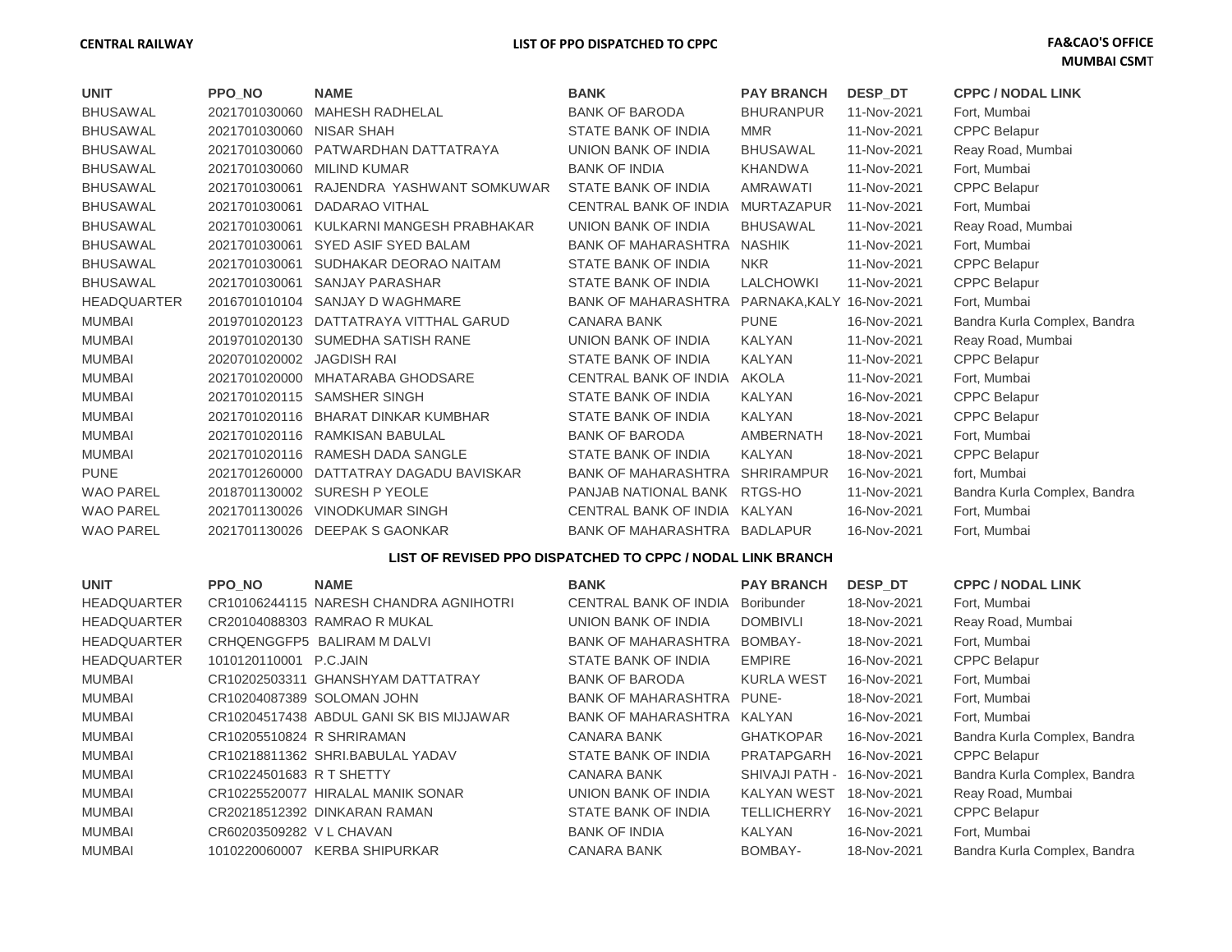**CENTRAL RAILWAY** **LIST OF PPO DISPATCHED TO CPPC** **FA&CAO'S OFFICE MUMBAI CSMT**

| UNIT | PPO_NO | NAME | BANK | PAY BRANCH | DESP_DT | CPPC / NODAL LINK |
|---|---|---|---|---|---|---|
| BHUSAWAL | 2021701030060 | MAHESH RADHELAL | BANK OF BARODA | BHURANPUR | 11-Nov-2021 | Fort, Mumbai |
| BHUSAWAL | 2021701030060 | NISAR SHAH | STATE BANK OF INDIA | MMR | 11-Nov-2021 | CPPC Belapur |
| BHUSAWAL | 2021701030060 | PATWARDHAN DATTATRAYA | UNION BANK OF INDIA | BHUSAWAL | 11-Nov-2021 | Reay Road, Mumbai |
| BHUSAWAL | 2021701030060 | MILIND KUMAR | BANK OF INDIA | KHANDWA | 11-Nov-2021 | Fort, Mumbai |
| BHUSAWAL | 2021701030061 | RAJENDRA YASHWANT SOMKUWAR | STATE BANK OF INDIA | AMRAWATI | 11-Nov-2021 | CPPC Belapur |
| BHUSAWAL | 2021701030061 | DADARAO VITHAL | CENTRAL BANK OF INDIA | MURTAZAPUR | 11-Nov-2021 | Fort, Mumbai |
| BHUSAWAL | 2021701030061 | KULKARNI MANGESH PRABHAKAR | UNION BANK OF INDIA | BHUSAWAL | 11-Nov-2021 | Reay Road, Mumbai |
| BHUSAWAL | 2021701030061 | SYED ASIF SYED BALAM | BANK OF MAHARASHTRA | NASHIK | 11-Nov-2021 | Fort, Mumbai |
| BHUSAWAL | 2021701030061 | SUDHAKAR DEORAO NAITAM | STATE BANK OF INDIA | NKR | 11-Nov-2021 | CPPC Belapur |
| BHUSAWAL | 2021701030061 | SANJAY PARASHAR | STATE BANK OF INDIA | LALCHOWKI | 11-Nov-2021 | CPPC Belapur |
| HEADQUARTER | 2016701010104 | SANJAY D WAGHMARE | BANK OF MAHARASHTRA | PARNAKA,KALY | 16-Nov-2021 | Fort, Mumbai |
| MUMBAI | 2019701020123 | DATTATRAYA VITTHAL GARUD | CANARA BANK | PUNE | 16-Nov-2021 | Bandra Kurla Complex, Bandra |
| MUMBAI | 2019701020130 | SUMEDHA SATISH RANE | UNION BANK OF INDIA | KALYAN | 11-Nov-2021 | Reay Road, Mumbai |
| MUMBAI | 2020701020002 | JAGDISH RAI | STATE BANK OF INDIA | KALYAN | 11-Nov-2021 | CPPC Belapur |
| MUMBAI | 2021701020000 | MHATARABA GHODSARE | CENTRAL BANK OF INDIA | AKOLA | 11-Nov-2021 | Fort, Mumbai |
| MUMBAI | 2021701020115 | SAMSHER SINGH | STATE BANK OF INDIA | KALYAN | 16-Nov-2021 | CPPC Belapur |
| MUMBAI | 2021701020116 | BHARAT DINKAR KUMBHAR | STATE BANK OF INDIA | KALYAN | 18-Nov-2021 | CPPC Belapur |
| MUMBAI | 2021701020116 | RAMKISAN BABULAL | BANK OF BARODA | AMBERNATH | 18-Nov-2021 | Fort, Mumbai |
| MUMBAI | 2021701020116 | RAMESH DADA SANGLE | STATE BANK OF INDIA | KALYAN | 18-Nov-2021 | CPPC Belapur |
| PUNE | 2021701260000 | DATTATRAY DAGADU BAVISKAR | BANK OF MAHARASHTRA | SHRIRAMPUR | 16-Nov-2021 | fort, Mumbai |
| WAO PAREL | 2018701130002 | SURESH P YEOLE | PANJAB NATIONAL BANK | RTGS-HO | 11-Nov-2021 | Bandra Kurla Complex, Bandra |
| WAO PAREL | 2021701130026 | VINODKUMAR SINGH | CENTRAL BANK OF INDIA | KALYAN | 16-Nov-2021 | Fort, Mumbai |
| WAO PAREL | 2021701130026 | DEEPAK S GAONKAR | BANK OF MAHARASHTRA | BADLAPUR | 16-Nov-2021 | Fort, Mumbai |

**LIST OF REVISED PPO DISPATCHED TO CPPC / NODAL LINK BRANCH**

| UNIT | PPO_NO | NAME | BANK | PAY BRANCH | DESP_DT | CPPC / NODAL LINK |
|---|---|---|---|---|---|---|
| HEADQUARTER | CR10106244115 | NARESH CHANDRA AGNIHOTRI | CENTRAL BANK OF INDIA | Boribunder | 18-Nov-2021 | Fort, Mumbai |
| HEADQUARTER | CR20104088303 | RAMRAO R MUKAL | UNION BANK OF INDIA | DOMBIVLI | 18-Nov-2021 | Reay Road, Mumbai |
| HEADQUARTER | CRHQENGGFP5 | BALIRAM M DALVI | BANK OF MAHARASHTRA | BOMBAY- | 18-Nov-2021 | Fort, Mumbai |
| HEADQUARTER | 1010120110001 | P.C.JAIN | STATE BANK OF INDIA | EMPIRE | 16-Nov-2021 | CPPC Belapur |
| MUMBAI | CR10202503311 | GHANSHYAM DATTATRAY | BANK OF BARODA | KURLA WEST | 16-Nov-2021 | Fort, Mumbai |
| MUMBAI | CR10204087389 | SOLOMAN JOHN | BANK OF MAHARASHTRA | PUNE- | 18-Nov-2021 | Fort, Mumbai |
| MUMBAI | CR10204517438 | ABDUL GANI SK BIS MIJJAWAR | BANK OF MAHARASHTRA | KALYAN | 16-Nov-2021 | Fort, Mumbai |
| MUMBAI | CR10205510824 | R SHRIRAMAN | CANARA BANK | GHATKOPAR | 16-Nov-2021 | Bandra Kurla Complex, Bandra |
| MUMBAI | CR10218811362 | SHRI.BABULAL YADAV | STATE BANK OF INDIA | PRATAPGARH | 16-Nov-2021 | CPPC Belapur |
| MUMBAI | CR10224501683 | R T SHETTY | CANARA BANK | SHIVAJI PATH - | 16-Nov-2021 | Bandra Kurla Complex, Bandra |
| MUMBAI | CR10225520077 | HIRALAL MANIK SONAR | UNION BANK OF INDIA | KALYAN WEST | 18-Nov-2021 | Reay Road, Mumbai |
| MUMBAI | CR20218512392 | DINKARAN RAMAN | STATE BANK OF INDIA | TELLICHERRY | 16-Nov-2021 | CPPC Belapur |
| MUMBAI | CR60203509282 | V L CHAVAN | BANK OF INDIA | KALYAN | 16-Nov-2021 | Fort, Mumbai |
| MUMBAI | 1010220060007 | KERBA SHIPURKAR | CANARA BANK | BOMBAY- | 18-Nov-2021 | Bandra Kurla Complex, Bandra |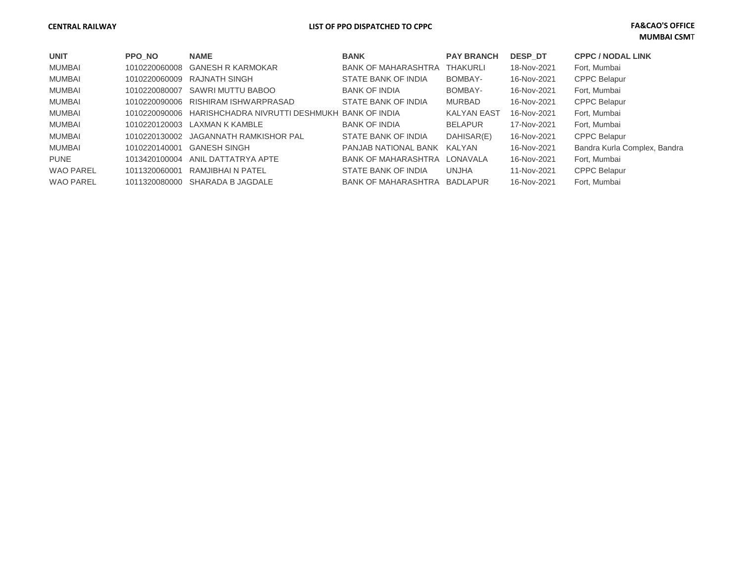CENTRAL RAILWAY

LIST OF PPO DISPATCHED TO CPPC

FA&CAO'S OFFICE
MUMBAI CSMT

| UNIT | PPO_NO | NAME | BANK | PAY BRANCH | DESP_DT | CPPC / NODAL LINK |
|---|---|---|---|---|---|---|
| MUMBAI | 1010220060008 | GANESH R KARMOKAR | BANK OF MAHARASHTRA | THAKURLI | 18-Nov-2021 | Fort, Mumbai |
| MUMBAI | 1010220060009 | RAJNATH SINGH | STATE BANK OF INDIA | BOMBAY- | 16-Nov-2021 | CPPC Belapur |
| MUMBAI | 1010220080007 | SAWRI MUTTU BABOO | BANK OF INDIA | BOMBAY- | 16-Nov-2021 | Fort, Mumbai |
| MUMBAI | 1010220090006 | RISHIRAM ISHWARPRASAD | STATE BANK OF INDIA | MURBAD | 16-Nov-2021 | CPPC Belapur |
| MUMBAI | 1010220090006 | HARISHCHADRA NIVRUTTI DESHMUKH | BANK OF INDIA | KALYAN EAST | 16-Nov-2021 | Fort, Mumbai |
| MUMBAI | 1010220120003 | LAXMAN K KAMBLE | BANK OF INDIA | BELAPUR | 17-Nov-2021 | Fort, Mumbai |
| MUMBAI | 1010220130002 | JAGANNATH RAMKISHOR PAL | STATE BANK OF INDIA | DAHISAR(E) | 16-Nov-2021 | CPPC Belapur |
| MUMBAI | 1010220140001 | GANESH SINGH | PANJAB NATIONAL BANK | KALYAN | 16-Nov-2021 | Bandra Kurla Complex, Bandra |
| PUNE | 1013420100004 | ANIL DATTATRYA APTE | BANK OF MAHARASHTRA | LONAVALA | 16-Nov-2021 | Fort, Mumbai |
| WAO PAREL | 1011320060001 | RAMJIBHAI N PATEL | STATE BANK OF INDIA | UNJHA | 11-Nov-2021 | CPPC Belapur |
| WAO PAREL | 1011320080000 | SHARADA B JAGDALE | BANK OF MAHARASHTRA | BADLAPUR | 16-Nov-2021 | Fort, Mumbai |